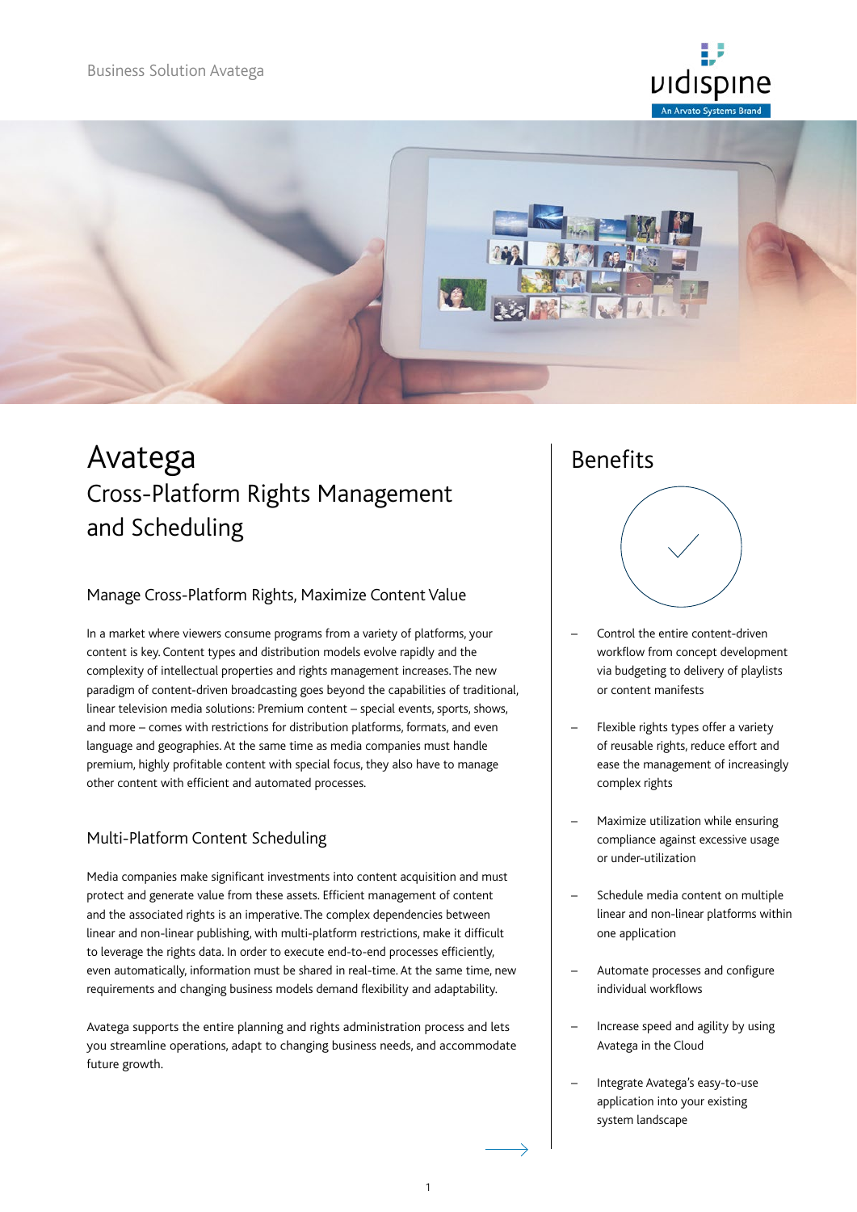# Avatega

## Cross-Platform Rights Management and Scheduling

### Manage Cross-Platform Rights, Maximize Content Value

In a market where viewers consume programs from a variety of platforms, your content is key. Content types and distribution models evolve rapidly and the complexity of intellectual properties and rights management increases. The new paradigm of content-driven broadcasting goes beyond the capabilities of traditional, linear television media solutions: Premium content – special events, sports, shows, and more – comes with restrictions for distribution platforms, formats, and even language and geographies. At the same time as media companies must handle premium, highly profitable content with special focus, they also have to manage other content with efficient and automated processes.

### Multi-Platform Content Scheduling

Media companies make significant investments into content acquisition and must protect and generate value from these assets. Efficient management of content and the associated rights is an imperative. The complex dependencies between linear and non-linear publishing, with multi-platform restrictions, make it difficult to leverage the rights data. In order to execute end-to-end processes efficiently, even automatically, information must be shared in real-time. At the same time, new requirements and changing business models demand flexibility and adaptability.

Avatega supports the entire planning and rights administration process and lets you streamline operations, adapt to changing business needs, and accommodate future growth.

## Benefits

- Control the entire content-driven workflow from concept development via budgeting to delivery of playlists or content manifests
- Flexible rights types offer a variety of reusable rights, reduce effort and ease the management of increasingly complex rights
- Maximize utilization while ensuring compliance against excessive usage or under-utilization
- Schedule media content on multiple linear and non-linear platforms within one application
- Automate processes and configure individual workflows
- Increase speed and agility by using Avatega in the Cloud
- Integrate Avatega's easy-to-use application into your existing system landscape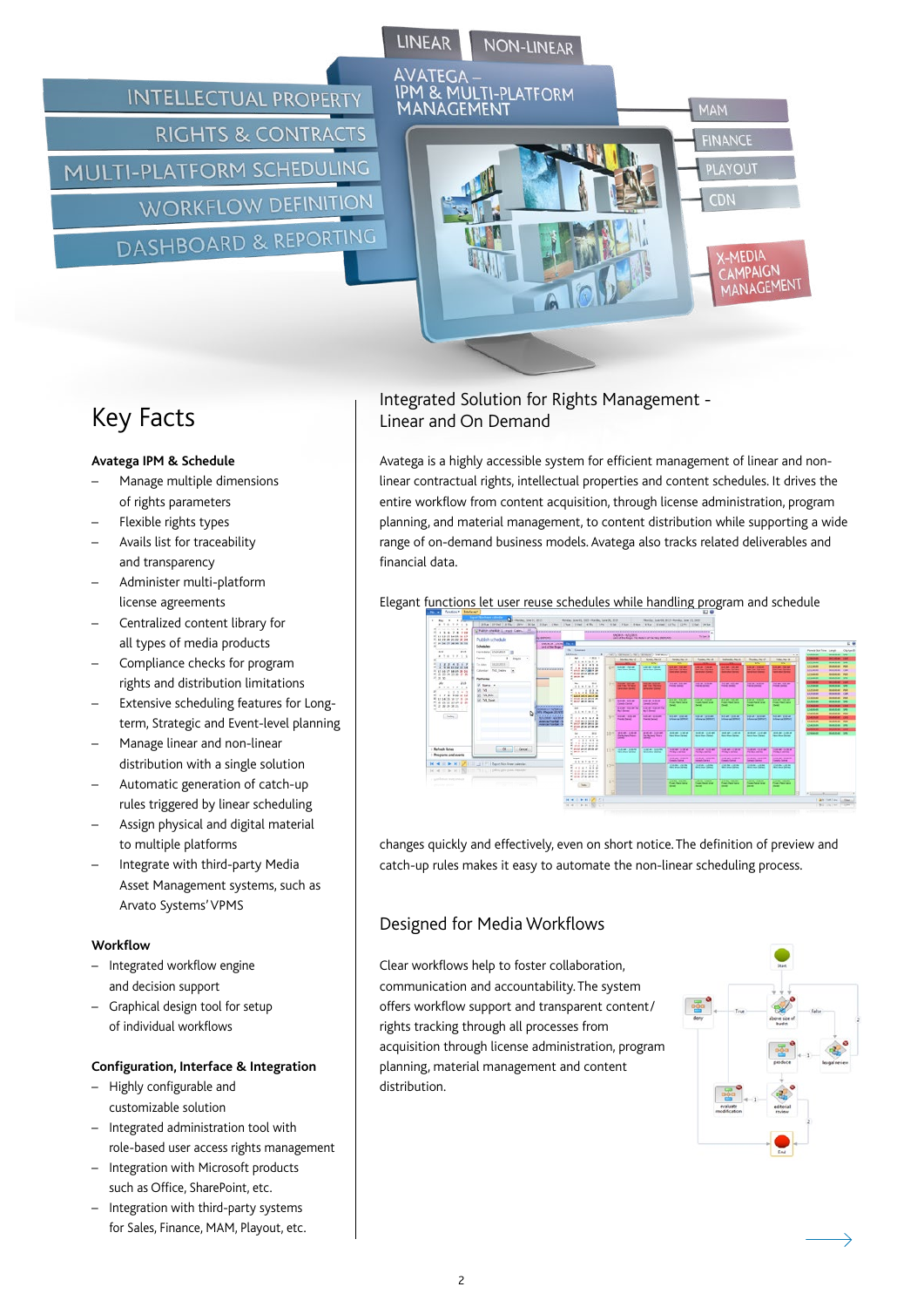# Key Facts

### Avatega IPM & Schedule

- Manage multiple dimensions of rights parameters
- Flexible rights types
- Avails list for traceability and transparency
- Administer multi-platform license agreements
- Centralized content library for all types of media products
- Compliance checks for program rights and distribution limitations
- Extensive scheduling features for Long-term, Strategic and Event-level planning
- Manage linear and non-linear distribution with a single solution
- Automatic generation of catch-up rules triggered by linear scheduling
- Assign physical and digital material to multiple platforms
- Integrate with third-party Media Asset Management systems, such as Arvato Systems' VPMS

### Workflow

- Integrated workflow engine and decision support
- Graphical design tool for setup of individual workflows

### Configuration, Interface & Integration

- Highly configurable and customizable solution
- Integrated administration tool with role-based user access rights management
- Integration with Microsoft products such as Office, SharePoint, etc.
- Integration with third-party systems for Sales, Finance, MAM, Playout, etc.

## Integrated Solution for Rights Management - Linear and On Demand

Avatega is a highly accessible system for efficient management of linear and non-linear contractual rights, intellectual properties and content schedules. It drives the entire workflow from content acquisition, through license administration, program planning, and material management, to content distribution while supporting a wide range of on-demand business models. Avatega also tracks related deliverables and financial data.

Elegant functions let user reuse schedules while handling program and schedule changes quickly and effectively, even on short notice. The definition of preview and catch-up rules makes it easy to automate the non-linear scheduling process.

## Designed for Media Workflows

Clear workflows help to foster collaboration, communication and accountability. The system offers workflow support and transparent content/rights tracking through all processes from acquisition through license administration, program planning, material management and content distribution.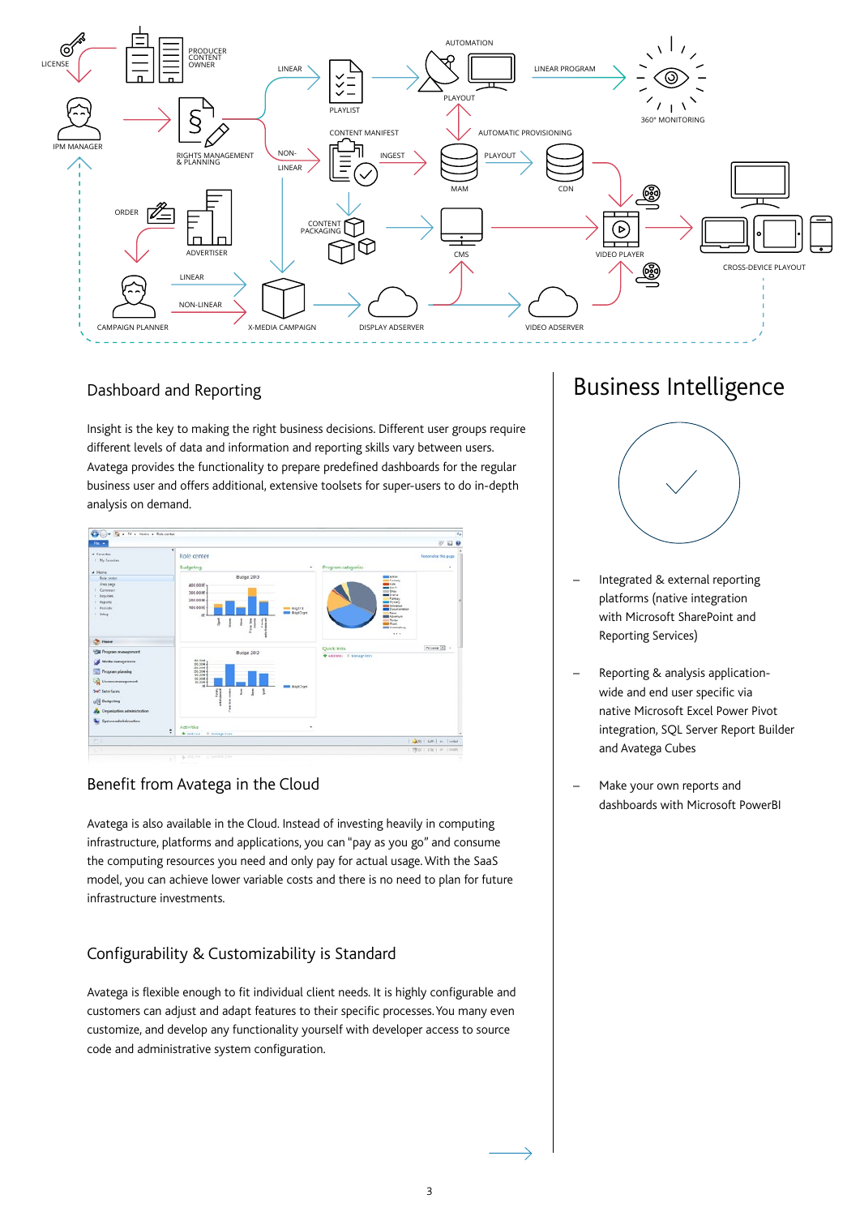## Dashboard and Reporting

Insight is the key to making the right business decisions. Different user groups require different levels of data and information and reporting skills vary between users. Avatega provides the functionality to prepare predefined dashboards for the regular business user and offers additional, extensive toolsets for super-users to do in-depth analysis on demand.

## Benefit from Avatega in the Cloud

Avatega is also available in the Cloud. Instead of investing heavily in computing infrastructure, platforms and applications, you can "pay as you go" and consume the computing resources you need and only pay for actual usage. With the SaaS model, you can achieve lower variable costs and there is no need to plan for future infrastructure investments.

## Configurability & Customizability is Standard

Avatega is flexible enough to fit individual client needs. It is highly configurable and customers can adjust and adapt features to their specific processes. You many even customize, and develop any functionality yourself with developer access to source code and administrative system configuration.

# Business Intelligence

- Integrated & external reporting platforms (native integration with Microsoft SharePoint and Reporting Services)
- Reporting & analysis application-wide and end user specific via native Microsoft Excel Power Pivot integration, SQL Server Report Builder and Avatega Cubes
- Make your own reports and dashboards with Microsoft PowerBI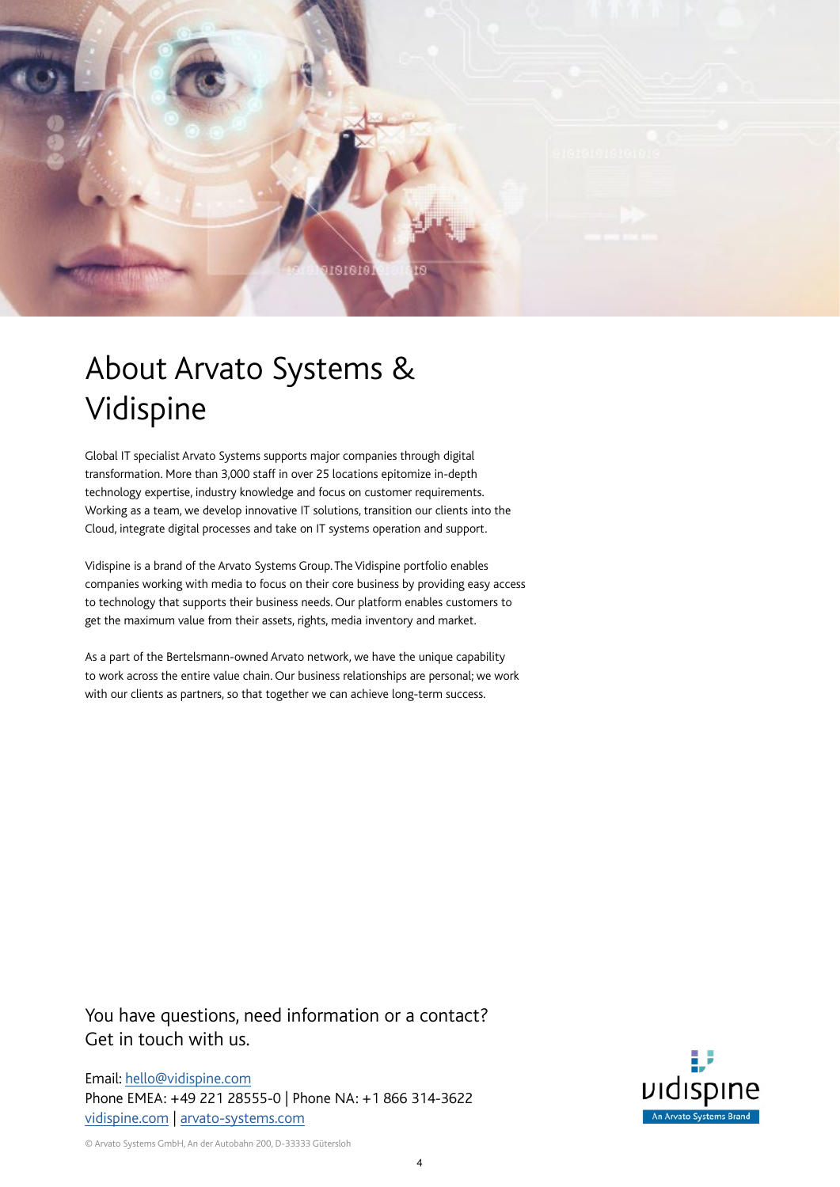# About Arvato Systems & Vidispine

Global IT specialist Arvato Systems supports major companies through digital transformation. More than 3,000 staff in over 25 locations epitomize in-depth technology expertise, industry knowledge and focus on customer requirements. Working as a team, we develop innovative IT solutions, transition our clients into the Cloud, integrate digital processes and take on IT systems operation and support.

Vidispine is a brand of the Arvato Systems Group. The Vidispine portfolio enables companies working with media to focus on their core business by providing easy access to technology that supports their business needs. Our platform enables customers to get the maximum value from their assets, rights, media inventory and market.

As a part of the Bertelsmann-owned Arvato network, we have the unique capability to work across the entire value chain. Our business relationships are personal; we work with our clients as partners, so that together we can achieve long-term success.

You have questions, need information or a contact?
Get in touch with us.

Email: hello@vidispine.com
Phone EMEA: +49 221 28555-0 | Phone NA: +1 866 314-3622
vidispine.com | arvato-systems.com

vidispine
An Arvato Systems Brand

© Arvato Systems GmbH, An der Autobahn 200, D-33333 Gütersloh